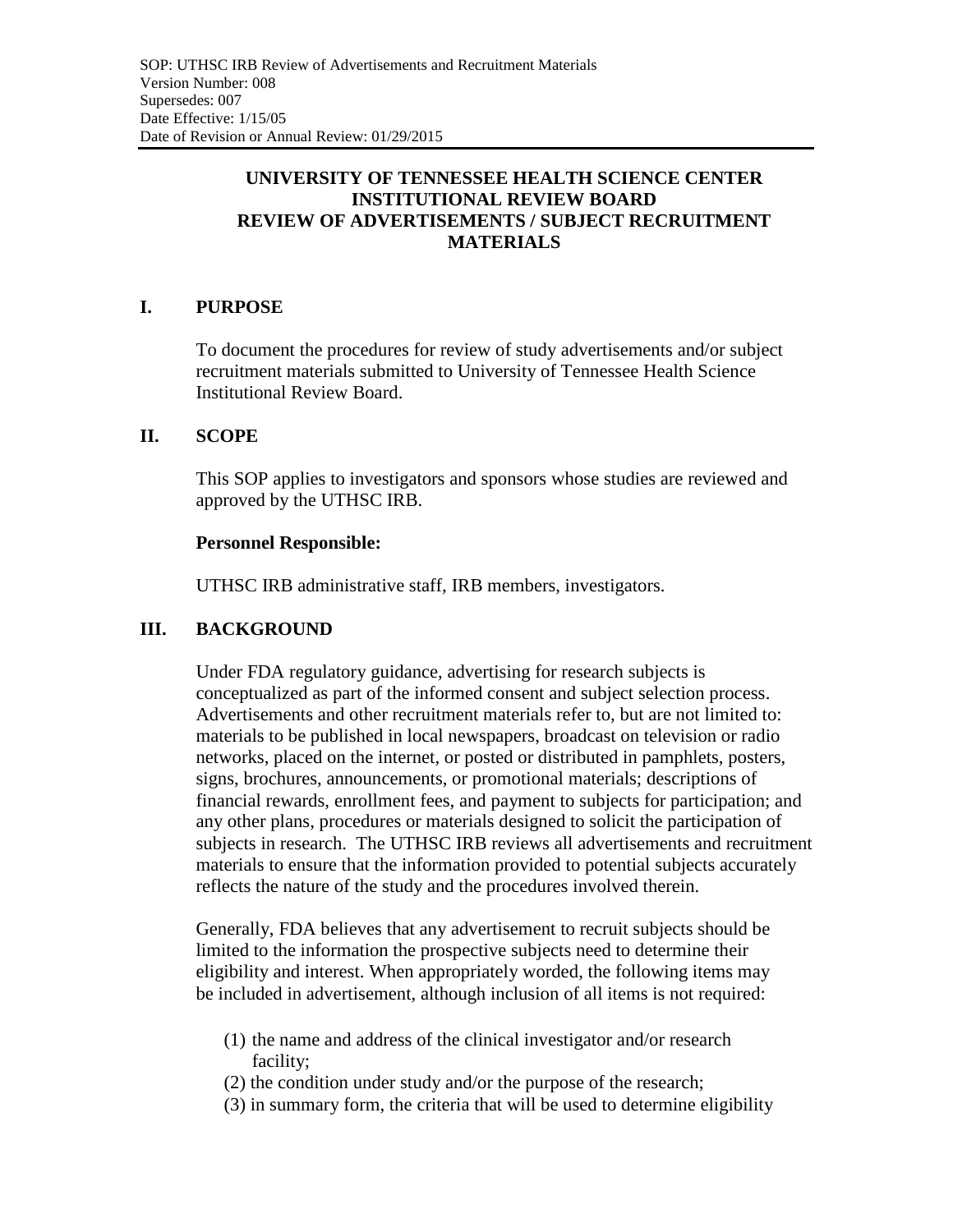SOP: UTHSC IRB Review of Advertisements and Recruitment Materials
Version Number: 008
Supersedes: 007
Date Effective: 1/15/05
Date of Revision or Annual Review: 01/29/2015

# UNIVERSITY OF TENNESSEE HEALTH SCIENCE CENTER INSTITUTIONAL REVIEW BOARD REVIEW OF ADVERTISEMENTS / SUBJECT RECRUITMENT MATERIALS

## I. PURPOSE

To document the procedures for review of study advertisements and/or subject recruitment materials submitted to University of Tennessee Health Science Institutional Review Board.

## II. SCOPE

This SOP applies to investigators and sponsors whose studies are reviewed and approved by the UTHSC IRB.

**Personnel Responsible:**

UTHSC IRB administrative staff, IRB members, investigators.

## III. BACKGROUND

Under FDA regulatory guidance, advertising for research subjects is conceptualized as part of the informed consent and subject selection process. Advertisements and other recruitment materials refer to, but are not limited to: materials to be published in local newspapers, broadcast on television or radio networks, placed on the internet, or posted or distributed in pamphlets, posters, signs, brochures, announcements, or promotional materials; descriptions of financial rewards, enrollment fees, and payment to subjects for participation; and any other plans, procedures or materials designed to solicit the participation of subjects in research. The UTHSC IRB reviews all advertisements and recruitment materials to ensure that the information provided to potential subjects accurately reflects the nature of the study and the procedures involved therein.

Generally, FDA believes that any advertisement to recruit subjects should be limited to the information the prospective subjects need to determine their eligibility and interest. When appropriately worded, the following items may be included in advertisement, although inclusion of all items is not required:

(1) the name and address of the clinical investigator and/or research facility;
(2) the condition under study and/or the purpose of the research;
(3) in summary form, the criteria that will be used to determine eligibility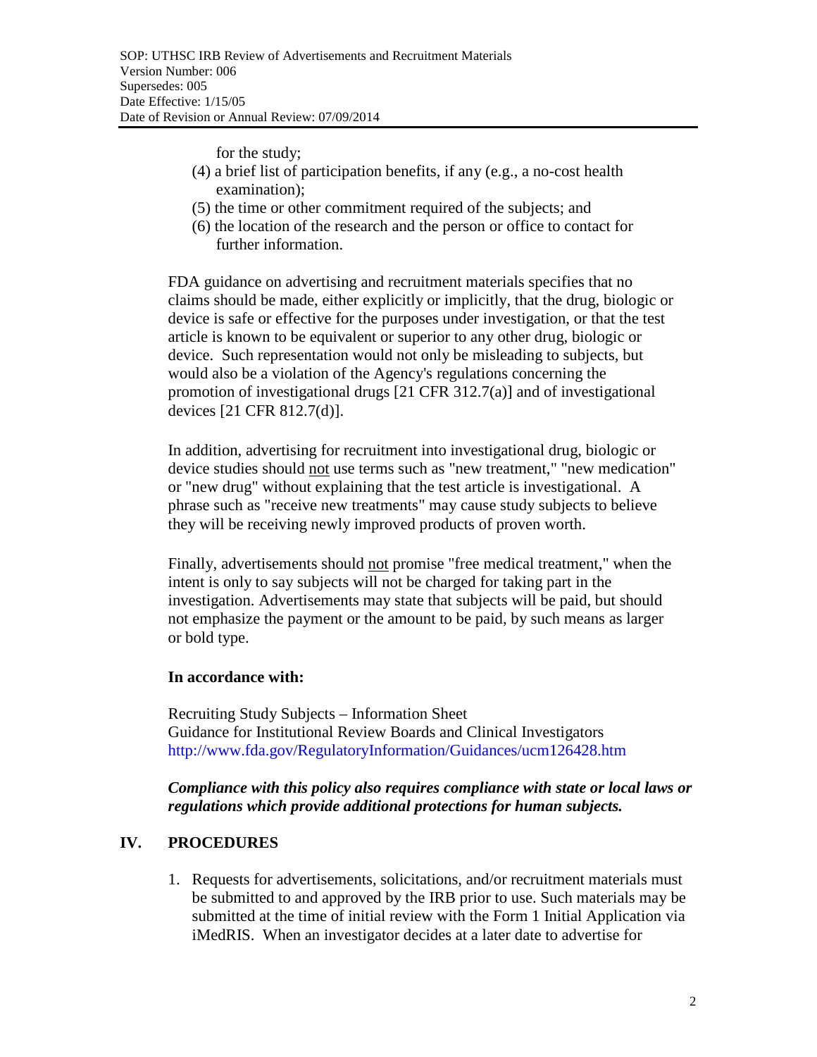for the study;

(4) a brief list of participation benefits, if any (e.g., a no-cost health examination);

(5) the time or other commitment required of the subjects; and

(6) the location of the research and the person or office to contact for further information.

FDA guidance on advertising and recruitment materials specifies that no claims should be made, either explicitly or implicitly, that the drug, biologic or device is safe or effective for the purposes under investigation, or that the test article is known to be equivalent or superior to any other drug, biologic or device. Such representation would not only be misleading to subjects, but would also be a violation of the Agency's regulations concerning the promotion of investigational drugs [21 CFR 312.7(a)] and of investigational devices [21 CFR 812.7(d)].

In addition, advertising for recruitment into investigational drug, biologic or device studies should <u>not</u> use terms such as "new treatment," "new medication" or "new drug" without explaining that the test article is investigational. A phrase such as "receive new treatments" may cause study subjects to believe they will be receiving newly improved products of proven worth.

Finally, advertisements should <u>not</u> promise "free medical treatment," when the intent is only to say subjects will not be charged for taking part in the investigation. Advertisements may state that subjects will be paid, but should not emphasize the payment or the amount to be paid, by such means as larger or bold type.

**In accordance with:**

Recruiting Study Subjects – Information Sheet
Guidance for Institutional Review Boards and Clinical Investigators
http://www.fda.gov/RegulatoryInformation/Guidances/ucm126428.htm

***Compliance with this policy also requires compliance with state or local laws or regulations which provide additional protections for human subjects.***

## IV. PROCEDURES

1. Requests for advertisements, solicitations, and/or recruitment materials must be submitted to and approved by the IRB prior to use. Such materials may be submitted at the time of initial review with the Form 1 Initial Application via iMedRIS. When an investigator decides at a later date to advertise for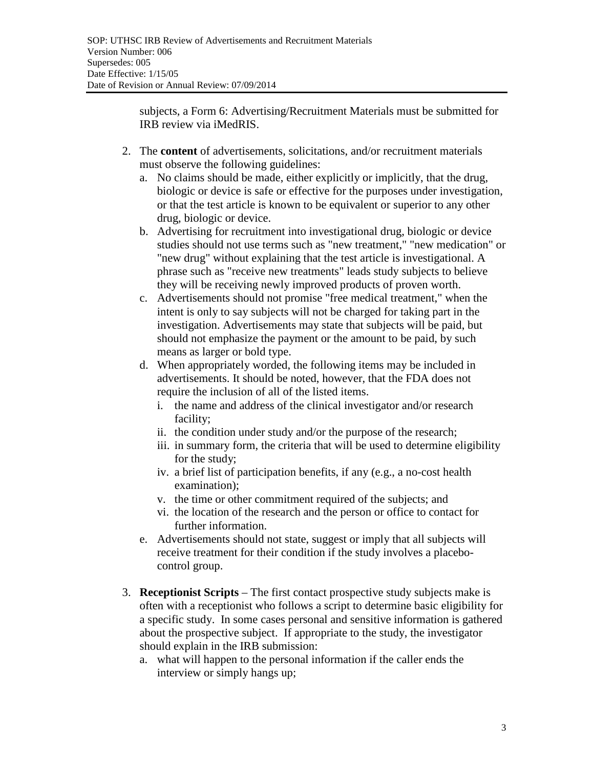subjects, a Form 6: Advertising/Recruitment Materials must be submitted for IRB review via iMedRIS.

2. The **content** of advertisements, solicitations, and/or recruitment materials must observe the following guidelines:
   a. No claims should be made, either explicitly or implicitly, that the drug, biologic or device is safe or effective for the purposes under investigation, or that the test article is known to be equivalent or superior to any other drug, biologic or device.
   b. Advertising for recruitment into investigational drug, biologic or device studies should not use terms such as "new treatment," "new medication" or "new drug" without explaining that the test article is investigational. A phrase such as "receive new treatments" leads study subjects to believe they will be receiving newly improved products of proven worth.
   c. Advertisements should not promise "free medical treatment," when the intent is only to say subjects will not be charged for taking part in the investigation. Advertisements may state that subjects will be paid, but should not emphasize the payment or the amount to be paid, by such means as larger or bold type.
   d. When appropriately worded, the following items may be included in advertisements. It should be noted, however, that the FDA does not require the inclusion of all of the listed items.
      i. the name and address of the clinical investigator and/or research facility;
      ii. the condition under study and/or the purpose of the research;
      iii. in summary form, the criteria that will be used to determine eligibility for the study;
      iv. a brief list of participation benefits, if any (e.g., a no-cost health examination);
      v. the time or other commitment required of the subjects; and
      vi. the location of the research and the person or office to contact for further information.
   e. Advertisements should not state, suggest or imply that all subjects will receive treatment for their condition if the study involves a placebo-control group.

3. **Receptionist Scripts** – The first contact prospective study subjects make is often with a receptionist who follows a script to determine basic eligibility for a specific study. In some cases personal and sensitive information is gathered about the prospective subject. If appropriate to the study, the investigator should explain in the IRB submission:
   a. what will happen to the personal information if the caller ends the interview or simply hangs up;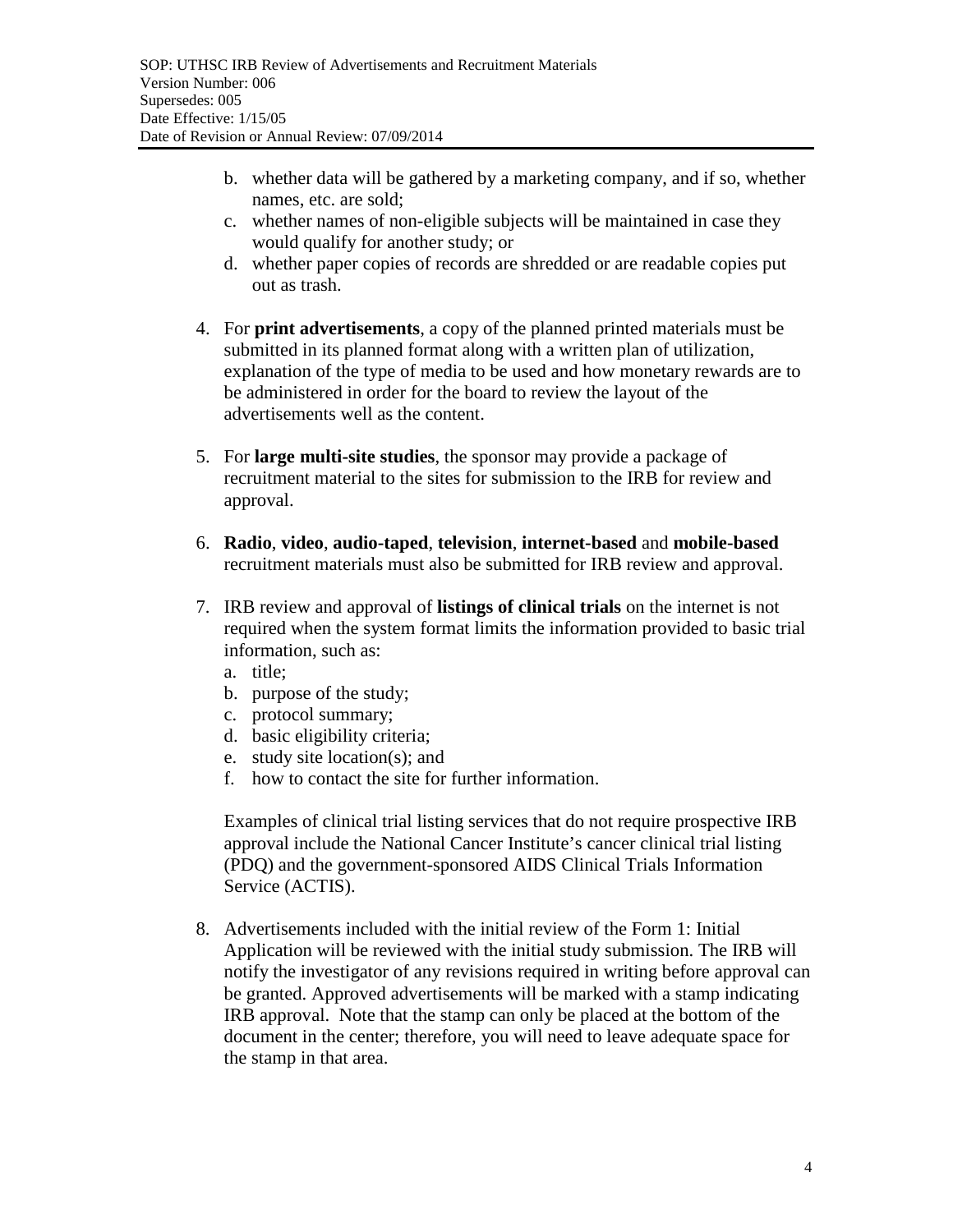b. whether data will be gathered by a marketing company, and if so, whether names, etc. are sold;
c. whether names of non-eligible subjects will be maintained in case they would qualify for another study; or
d. whether paper copies of records are shredded or are readable copies put out as trash.

4. For **print advertisements**, a copy of the planned printed materials must be submitted in its planned format along with a written plan of utilization, explanation of the type of media to be used and how monetary rewards are to be administered in order for the board to review the layout of the advertisements well as the content.

5. For **large multi-site studies**, the sponsor may provide a package of recruitment material to the sites for submission to the IRB for review and approval.

6. **Radio**, **video**, **audio-taped**, **television**, **internet-based** and **mobile-based** recruitment materials must also be submitted for IRB review and approval.

7. IRB review and approval of **listings of clinical trials** on the internet is not required when the system format limits the information provided to basic trial information, such as:
   a. title;
   b. purpose of the study;
   c. protocol summary;
   d. basic eligibility criteria;
   e. study site location(s); and
   f. how to contact the site for further information.

   Examples of clinical trial listing services that do not require prospective IRB approval include the National Cancer Institute's cancer clinical trial listing (PDQ) and the government-sponsored AIDS Clinical Trials Information Service (ACTIS).

8. Advertisements included with the initial review of the Form 1: Initial Application will be reviewed with the initial study submission. The IRB will notify the investigator of any revisions required in writing before approval can be granted. Approved advertisements will be marked with a stamp indicating IRB approval. Note that the stamp can only be placed at the bottom of the document in the center; therefore, you will need to leave adequate space for the stamp in that area.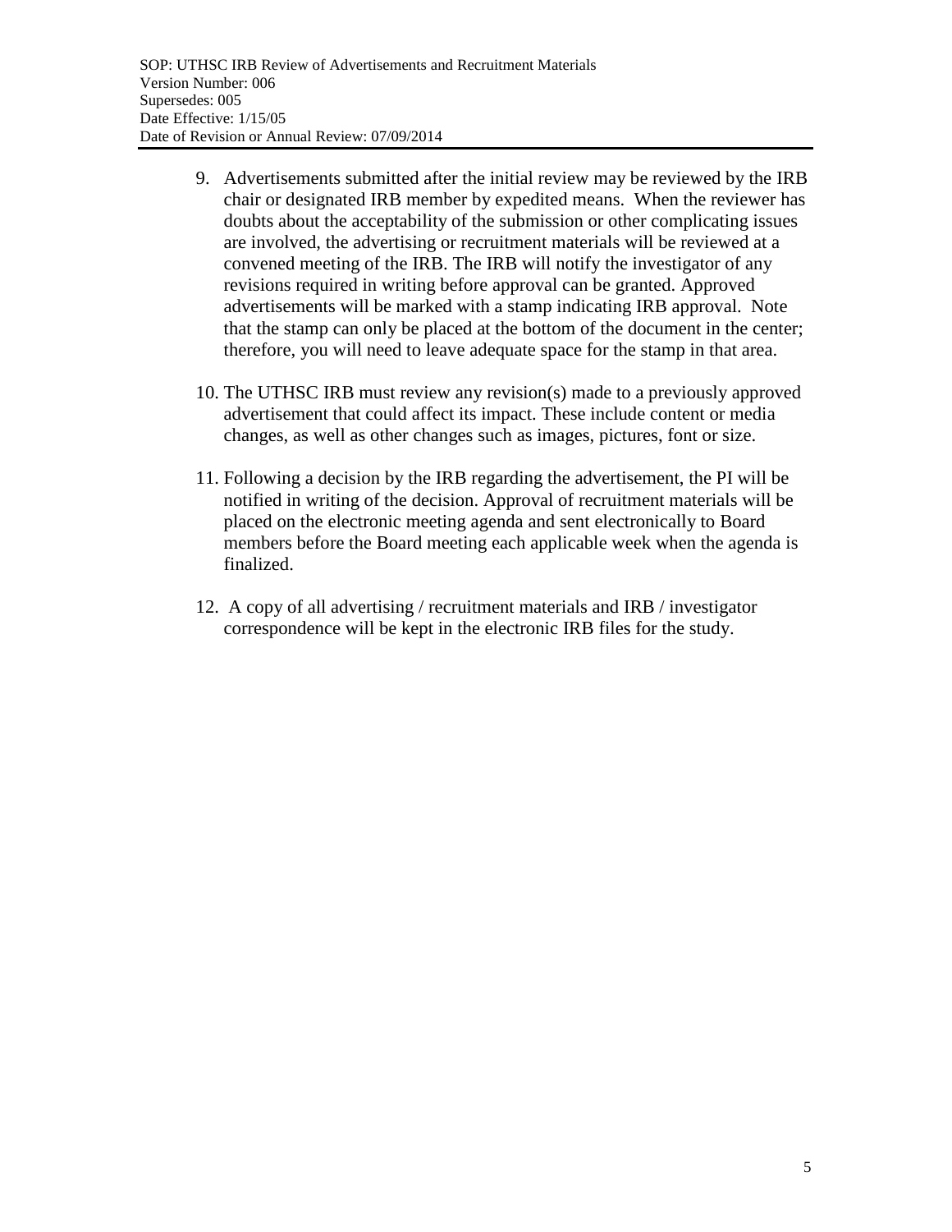9. Advertisements submitted after the initial review may be reviewed by the IRB chair or designated IRB member by expedited means. When the reviewer has doubts about the acceptability of the submission or other complicating issues are involved, the advertising or recruitment materials will be reviewed at a convened meeting of the IRB. The IRB will notify the investigator of any revisions required in writing before approval can be granted. Approved advertisements will be marked with a stamp indicating IRB approval. Note that the stamp can only be placed at the bottom of the document in the center; therefore, you will need to leave adequate space for the stamp in that area.

10. The UTHSC IRB must review any revision(s) made to a previously approved advertisement that could affect its impact. These include content or media changes, as well as other changes such as images, pictures, font or size.

11. Following a decision by the IRB regarding the advertisement, the PI will be notified in writing of the decision. Approval of recruitment materials will be placed on the electronic meeting agenda and sent electronically to Board members before the Board meeting each applicable week when the agenda is finalized.

12. A copy of all advertising / recruitment materials and IRB / investigator correspondence will be kept in the electronic IRB files for the study.